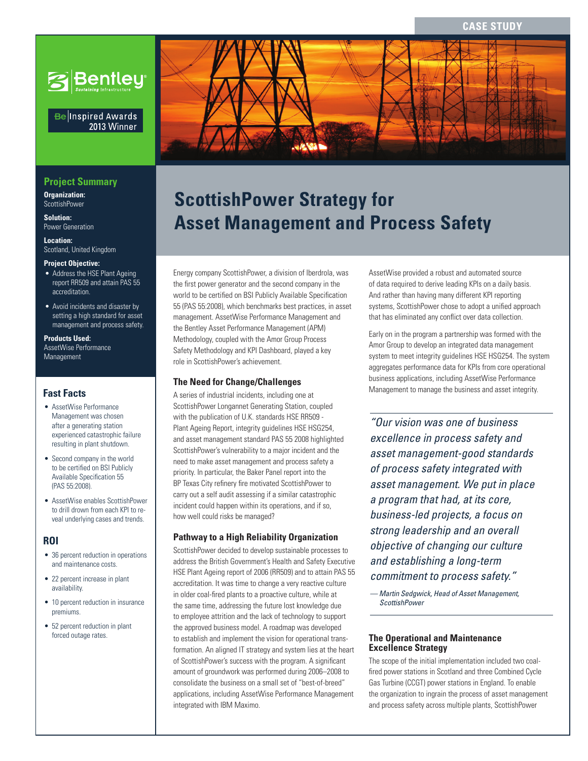CASE STUDY

Bentley Sustaining Infrastructure

Be Inspired Awards 2013 Winner

# ScottishPower Strategy for Asset Management and Process Safety

## Project Summary

**Organization:**
ScottishPower

**Solution:**
Power Generation

**Location:**
Scotland, United Kingdom

**Project Objective:**

- Address the HSE Plant Ageing report RR509 and attain PAS 55 accreditation.
- Avoid incidents and disaster by setting a high standard for asset management and process safety.

**Products Used:**
AssetWise Performance Management

## Fast Facts

- AssetWise Performance Management was chosen after a generating station experienced catastrophic failure resulting in plant shutdown.
- Second company in the world to be certified on BSI Publicly Available Specification 55 (PAS 55:2008).
- AssetWise enables ScottishPower to drill drown from each KPI to reveal underlying cases and trends.

## ROI

- 36 percent reduction in operations and maintenance costs.
- 22 percent increase in plant availability.
- 10 percent reduction in insurance premiums.
- 52 percent reduction in plant forced outage rates.

Energy company ScottishPower, a division of Iberdrola, was the first power generator and the second company in the world to be certified on BSI Publicly Available Specification 55 (PAS 55:2008), which benchmarks best practices, in asset management. AssetWise Performance Management and the Bentley Asset Performance Management (APM) Methodology, coupled with the Amor Group Process Safety Methodology and KPI Dashboard, played a key role in ScottishPower's achievement.

### The Need for Change/Challenges

A series of industrial incidents, including one at ScottishPower Longannet Generating Station, coupled with the publication of U.K. standards HSE RR509 - Plant Ageing Report, integrity guidelines HSE HSG254, and asset management standard PAS 55 2008 highlighted ScottishPower's vulnerability to a major incident and the need to make asset management and process safety a priority. In particular, the Baker Panel report into the BP Texas City refinery fire motivated ScottishPower to carry out a self audit assessing if a similar catastrophic incident could happen within its operations, and if so, how well could risks be managed?

### Pathway to a High Reliability Organization

ScottishPower decided to develop sustainable processes to address the British Government's Health and Safety Executive HSE Plant Ageing report of 2006 (RR509) and to attain PAS 55 accreditation. It was time to change a very reactive culture in older coal-fired plants to a proactive culture, while at the same time, addressing the future lost knowledge due to employee attrition and the lack of technology to support the approved business model. A roadmap was developed to establish and implement the vision for operational transformation. An aligned IT strategy and system lies at the heart of ScottishPower's success with the program. A significant amount of groundwork was performed during 2006–2008 to consolidate the business on a small set of "best-of-breed" applications, including AssetWise Performance Management integrated with IBM Maximo.

AssetWise provided a robust and automated source of data required to derive leading KPIs on a daily basis. And rather than having many different KPI reporting systems, ScottishPower chose to adopt a unified approach that has eliminated any conflict over data collection.

Early on in the program a partnership was formed with the Amor Group to develop an integrated data management system to meet integrity guidelines HSE HSG254. The system aggregates performance data for KPIs from core operational business applications, including AssetWise Performance Management to manage the business and asset integrity.

> *"Our vision was one of business excellence in process safety and asset management-good standards of process safety integrated with asset management. We put in place a program that had, at its core, business-led projects, a focus on strong leadership and an overall objective of changing our culture and establishing a long-term commitment to process safety."*
>
> *— Martin Sedgwick, Head of Asset Management, ScottishPower*

### The Operational and Maintenance Excellence Strategy

The scope of the initial implementation included two coal-fired power stations in Scotland and three Combined Cycle Gas Turbine (CCGT) power stations in England. To enable the organization to ingrain the process of asset management and process safety across multiple plants, ScottishPower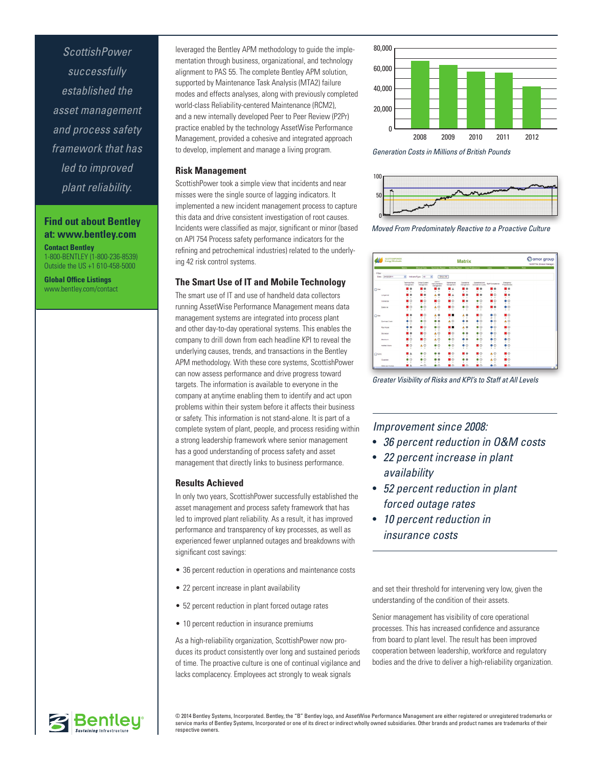*ScottishPower successfully established the asset management and process safety framework that has led to improved plant reliability.*

**Find out about Bentley at: www.bentley.com**

**Contact Bentley**
1-800-BENTLEY (1-800-236-8539)
Outside the US +1 610-458-5000

**Global Office Listings**
www.bentley.com/contact

leveraged the Bentley APM methodology to guide the implementation through business, organizational, and technology alignment to PAS 55. The complete Bentley APM solution, supported by Maintenance Task Analysis (MTA2) failure modes and effects analyses, along with previously completed world-class Reliability-centered Maintenance (RCM2), and a new internally developed Peer to Peer Review (P2Pr) practice enabled by the technology AssetWise Performance Management, provided a cohesive and integrated approach to develop, implement and manage a living program.

### Risk Management

ScottishPower took a simple view that incidents and near misses were the single source of lagging indicators. It implemented a new incident management process to capture this data and drive consistent investigation of root causes. Incidents were classified as major, significant or minor (based on API 754 Process safety performance indicators for the refining and petrochemical industries) related to the underlying 42 risk control systems.

### The Smart Use of IT and Mobile Technology

The smart use of IT and use of handheld data collectors running AssetWise Performance Management means data management systems are integrated into process plant and other day-to-day operational systems. This enables the company to drill down from each headline KPI to reveal the underlying causes, trends, and transactions in the Bentley APM methodology. With these core systems, ScottishPower can now assess performance and drive progress toward targets. The information is available to everyone in the company at anytime enabling them to identify and act upon problems within their system before it affects their business or safety. This information is not stand-alone. It is part of a complete system of plant, people, and process residing within a strong leadership framework where senior management has a good understanding of process safety and asset management that directly links to business performance.

### Results Achieved

In only two years, ScottishPower successfully established the asset management and process safety framework that has led to improved plant reliability. As a result, it has improved performance and transparency of key processes, as well as experienced fewer unplanned outages and breakdowns with significant cost savings:

- 36 percent reduction in operations and maintenance costs
- 22 percent increase in plant availability
- 52 percent reduction in plant forced outage rates
- 10 percent reduction in insurance premiums

As a high-reliability organization, ScottishPower now produces its product consistently over long and sustained periods of time. The proactive culture is one of continual vigilance and lacks complacency. Employees act strongly to weak signals and set their threshold for intervening very low, given the understanding of the condition of their assets.

Senior management has visibility of core operational processes. This has increased confidence and assurance from board to plant level. The result has been improved cooperation between leadership, workforce and regulatory bodies and the drive to deliver a high-reliability organization.

80,000
60,000
40,000
20,000
0
2008 2009 2010 2011 2012

*Generation Costs in Millions of British Pounds*

100
50
0

*Moved From Predominately Reactive to a Proactive Culture*

*Greater Visibility of Risks and KPI's to Staff at All Levels*

*Improvement since 2008:*

- *36 percent reduction in O&M costs*
- *22 percent increase in plant availability*
- *52 percent reduction in plant forced outage rates*
- *10 percent reduction in insurance costs*

© 2014 Bentley Systems, Incorporated. Bentley, the "B" Bentley logo, and AssetWise Performance Management are either registered or unregistered trademarks or service marks of Bentley Systems, Incorporated or one of its direct or indirect wholly owned subsidiaries. Other brands and product names are trademarks of their respective owners.